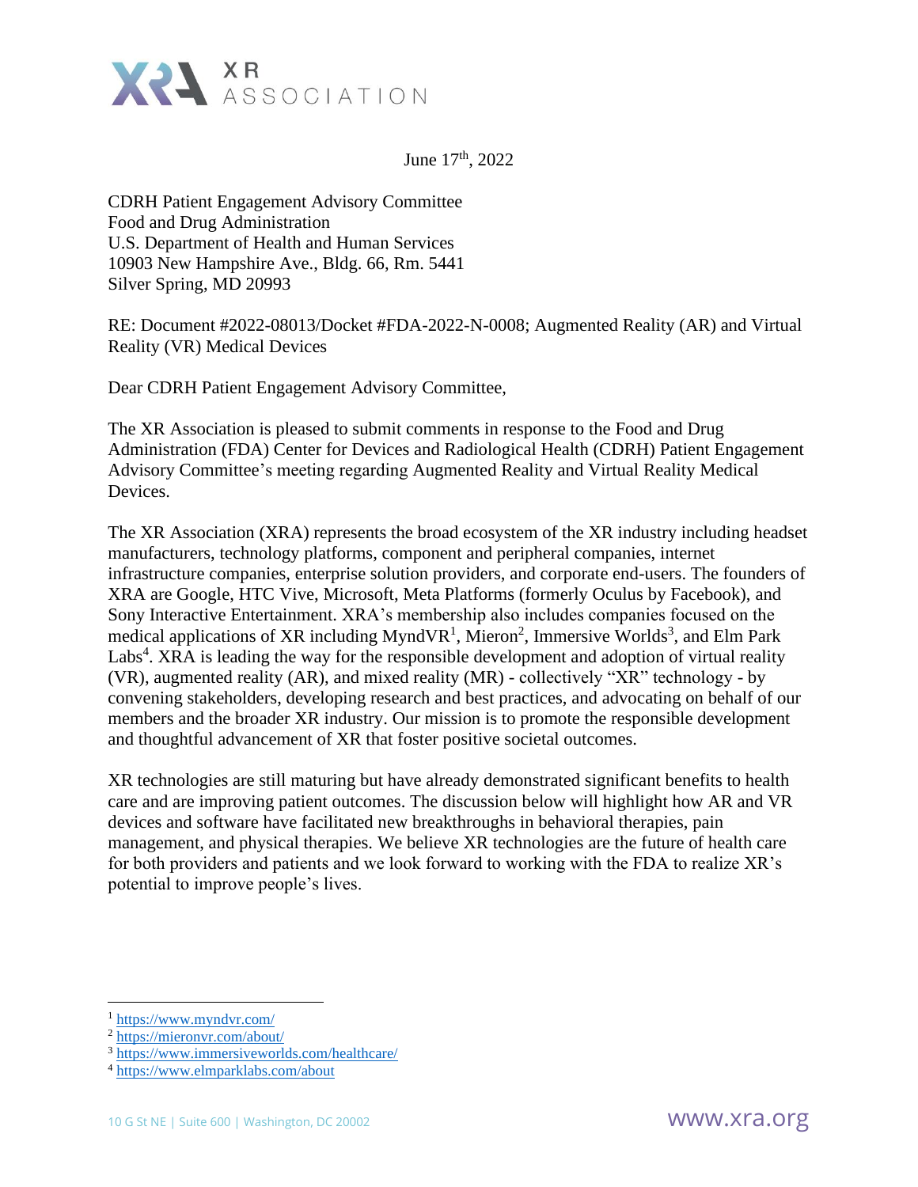XR ASSOCIATION

June 17th, 2022

CDRH Patient Engagement Advisory Committee
Food and Drug Administration
U.S. Department of Health and Human Services
10903 New Hampshire Ave., Bldg. 66, Rm. 5441
Silver Spring, MD 20993

RE: Document #2022-08013/Docket #FDA-2022-N-0008; Augmented Reality (AR) and Virtual Reality (VR) Medical Devices

Dear CDRH Patient Engagement Advisory Committee,

The XR Association is pleased to submit comments in response to the Food and Drug Administration (FDA) Center for Devices and Radiological Health (CDRH) Patient Engagement Advisory Committee's meeting regarding Augmented Reality and Virtual Reality Medical Devices.

The XR Association (XRA) represents the broad ecosystem of the XR industry including headset manufacturers, technology platforms, component and peripheral companies, internet infrastructure companies, enterprise solution providers, and corporate end-users. The founders of XRA are Google, HTC Vive, Microsoft, Meta Platforms (formerly Oculus by Facebook), and Sony Interactive Entertainment. XRA's membership also includes companies focused on the medical applications of XR including MyndVR[1], Mieron[2], Immersive Worlds[3], and Elm Park Labs[4]. XRA is leading the way for the responsible development and adoption of virtual reality (VR), augmented reality (AR), and mixed reality (MR) - collectively "XR" technology - by convening stakeholders, developing research and best practices, and advocating on behalf of our members and the broader XR industry. Our mission is to promote the responsible development and thoughtful advancement of XR that foster positive societal outcomes.

XR technologies are still maturing but have already demonstrated significant benefits to health care and are improving patient outcomes. The discussion below will highlight how AR and VR devices and software have facilitated new breakthroughs in behavioral therapies, pain management, and physical therapies. We believe XR technologies are the future of health care for both providers and patients and we look forward to working with the FDA to realize XR's potential to improve people's lives.

---

[1] https://www.myndvr.com/
[2] https://mieronvr.com/about/
[3] https://www.immersiveworlds.com/healthcare/
[4] https://www.elmparklabs.com/about

10 G St NE | Suite 600 | Washington, DC 20002 www.xra.org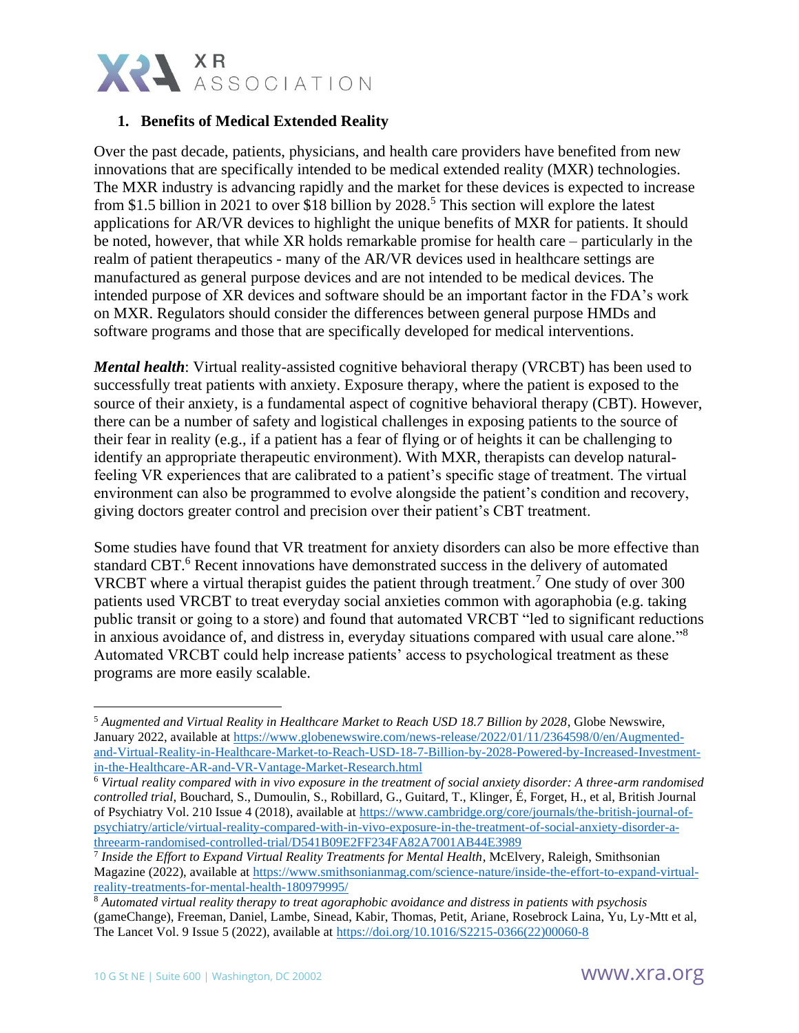## 1. Benefits of Medical Extended Reality

Over the past decade, patients, physicians, and health care providers have benefited from new innovations that are specifically intended to be medical extended reality (MXR) technologies. The MXR industry is advancing rapidly and the market for these devices is expected to increase from $1.5 billion in 2021 to over $18 billion by 2028.[5] This section will explore the latest applications for AR/VR devices to highlight the unique benefits of MXR for patients. It should be noted, however, that while XR holds remarkable promise for health care – particularly in the realm of patient therapeutics - many of the AR/VR devices used in healthcare settings are manufactured as general purpose devices and are not intended to be medical devices. The intended purpose of XR devices and software should be an important factor in the FDA's work on MXR. Regulators should consider the differences between general purpose HMDs and software programs and those that are specifically developed for medical interventions.

***Mental health***: Virtual reality-assisted cognitive behavioral therapy (VRCBT) has been used to successfully treat patients with anxiety. Exposure therapy, where the patient is exposed to the source of their anxiety, is a fundamental aspect of cognitive behavioral therapy (CBT). However, there can be a number of safety and logistical challenges in exposing patients to the source of their fear in reality (e.g., if a patient has a fear of flying or of heights it can be challenging to identify an appropriate therapeutic environment). With MXR, therapists can develop natural-feeling VR experiences that are calibrated to a patient's specific stage of treatment. The virtual environment can also be programmed to evolve alongside the patient's condition and recovery, giving doctors greater control and precision over their patient's CBT treatment.

Some studies have found that VR treatment for anxiety disorders can also be more effective than standard CBT.[6] Recent innovations have demonstrated success in the delivery of automated VRCBT where a virtual therapist guides the patient through treatment.[7] One study of over 300 patients used VRCBT to treat everyday social anxieties common with agoraphobia (e.g. taking public transit or going to a store) and found that automated VRCBT "led to significant reductions in anxious avoidance of, and distress in, everyday situations compared with usual care alone."[8] Automated VRCBT could help increase patients' access to psychological treatment as these programs are more easily scalable.

---

[5] *Augmented and Virtual Reality in Healthcare Market to Reach USD 18.7 Billion by 2028*, Globe Newswire, January 2022, available at https://www.globenewswire.com/news-release/2022/01/11/2364598/0/en/Augmented-and-Virtual-Reality-in-Healthcare-Market-to-Reach-USD-18-7-Billion-by-2028-Powered-by-Increased-Investment-in-the-Healthcare-AR-and-VR-Vantage-Market-Research.html

[6] *Virtual reality compared with in vivo exposure in the treatment of social anxiety disorder: A three-arm randomised controlled trial*, Bouchard, S., Dumoulin, S., Robillard, G., Guitard, T., Klinger, É, Forget, H., et al, British Journal of Psychiatry Vol. 210 Issue 4 (2018), available at https://www.cambridge.org/core/journals/the-british-journal-of-psychiatry/article/virtual-reality-compared-with-in-vivo-exposure-in-the-treatment-of-social-anxiety-disorder-a-threearm-randomised-controlled-trial/D541B09E2FF234FA82A7001AB44E3989

[7] *Inside the Effort to Expand Virtual Reality Treatments for Mental Health*, McElvery, Raleigh, Smithsonian Magazine (2022), available at https://www.smithsonianmag.com/science-nature/inside-the-effort-to-expand-virtual-reality-treatments-for-mental-health-180979995/

[8] *Automated virtual reality therapy to treat agoraphobic avoidance and distress in patients with psychosis* (gameChange), Freeman, Daniel, Lambe, Sinead, Kabir, Thomas, Petit, Ariane, Rosebrock Laina, Yu, Ly-Mtt et al, The Lancet Vol. 9 Issue 5 (2022), available at https://doi.org/10.1016/S2215-0366(22)00060-8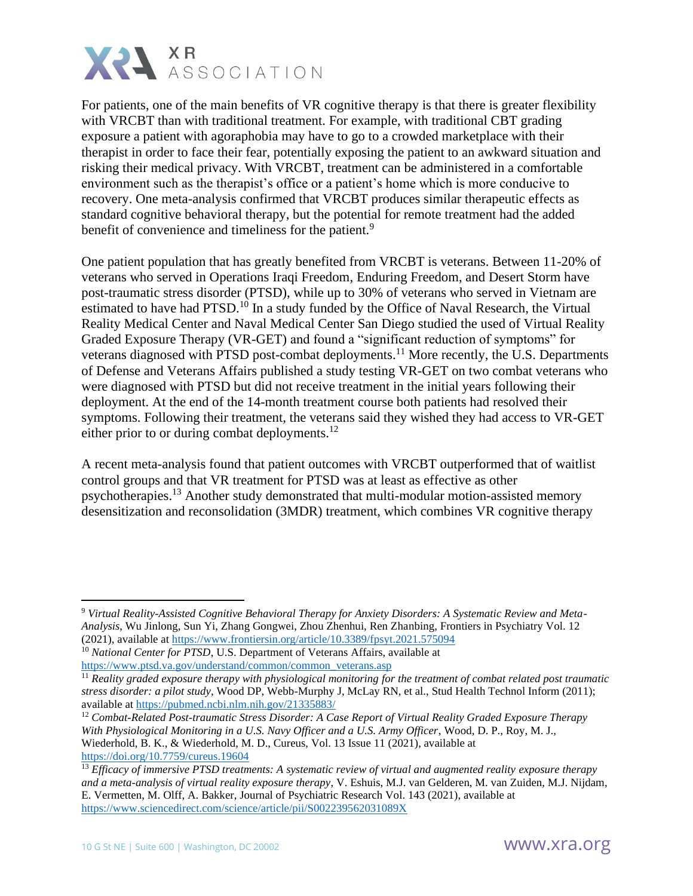For patients, one of the main benefits of VR cognitive therapy is that there is greater flexibility with VRCBT than with traditional treatment. For example, with traditional CBT grading exposure a patient with agoraphobia may have to go to a crowded marketplace with their therapist in order to face their fear, potentially exposing the patient to an awkward situation and risking their medical privacy. With VRCBT, treatment can be administered in a comfortable environment such as the therapist's office or a patient's home which is more conducive to recovery. One meta-analysis confirmed that VRCBT produces similar therapeutic effects as standard cognitive behavioral therapy, but the potential for remote treatment had the added benefit of convenience and timeliness for the patient.[9]

One patient population that has greatly benefited from VRCBT is veterans. Between 11-20% of veterans who served in Operations Iraqi Freedom, Enduring Freedom, and Desert Storm have post-traumatic stress disorder (PTSD), while up to 30% of veterans who served in Vietnam are estimated to have had PTSD.[10] In a study funded by the Office of Naval Research, the Virtual Reality Medical Center and Naval Medical Center San Diego studied the used of Virtual Reality Graded Exposure Therapy (VR-GET) and found a "significant reduction of symptoms" for veterans diagnosed with PTSD post-combat deployments.[11] More recently, the U.S. Departments of Defense and Veterans Affairs published a study testing VR-GET on two combat veterans who were diagnosed with PTSD but did not receive treatment in the initial years following their deployment. At the end of the 14-month treatment course both patients had resolved their symptoms. Following their treatment, the veterans said they wished they had access to VR-GET either prior to or during combat deployments.[12]

A recent meta-analysis found that patient outcomes with VRCBT outperformed that of waitlist control groups and that VR treatment for PTSD was at least as effective as other psychotherapies.[13] Another study demonstrated that multi-modular motion-assisted memory desensitization and reconsolidation (3MDR) treatment, which combines VR cognitive therapy

---

[9] *Virtual Reality-Assisted Cognitive Behavioral Therapy for Anxiety Disorders: A Systematic Review and Meta-Analysis*, Wu Jinlong, Sun Yi, Zhang Gongwei, Zhou Zhenhui, Ren Zhanbing, Frontiers in Psychiatry Vol. 12 (2021), available at https://www.frontiersin.org/article/10.3389/fpsyt.2021.575094

[10] *National Center for PTSD*, U.S. Department of Veterans Affairs, available at https://www.ptsd.va.gov/understand/common/common_veterans.asp

[11] *Reality graded exposure therapy with physiological monitoring for the treatment of combat related post traumatic stress disorder: a pilot study*, Wood DP, Webb-Murphy J, McLay RN, et al., Stud Health Technol Inform (2011); available at https://pubmed.ncbi.nlm.nih.gov/21335883/

[12] *Combat-Related Post-traumatic Stress Disorder: A Case Report of Virtual Reality Graded Exposure Therapy With Physiological Monitoring in a U.S. Navy Officer and a U.S. Army Officer*, Wood, D. P., Roy, M. J., Wiederhold, B. K., & Wiederhold, M. D., Cureus, Vol. 13 Issue 11 (2021), available at https://doi.org/10.7759/cureus.19604

[13] *Efficacy of immersive PTSD treatments: A systematic review of virtual and augmented reality exposure therapy and a meta-analysis of virtual reality exposure therapy*, V. Eshuis, M.J. van Gelderen, M. van Zuiden, M.J. Nijdam, E. Vermetten, M. Olff, A. Bakker, Journal of Psychiatric Research Vol. 143 (2021), available at https://www.sciencedirect.com/science/article/pii/S002239562031089X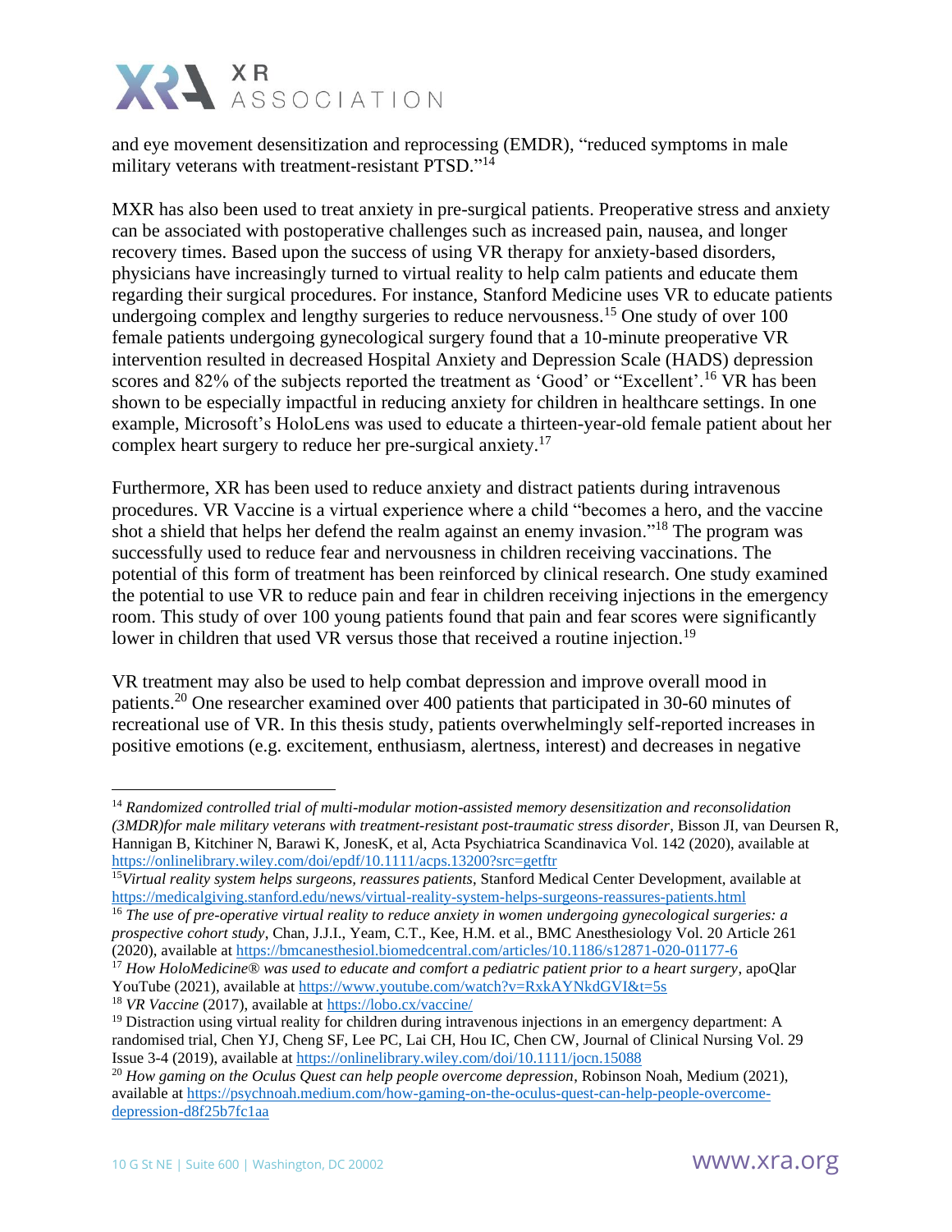and eye movement desensitization and reprocessing (EMDR), "reduced symptoms in male military veterans with treatment-resistant PTSD."[14]

MXR has also been used to treat anxiety in pre-surgical patients. Preoperative stress and anxiety can be associated with postoperative challenges such as increased pain, nausea, and longer recovery times. Based upon the success of using VR therapy for anxiety-based disorders, physicians have increasingly turned to virtual reality to help calm patients and educate them regarding their surgical procedures. For instance, Stanford Medicine uses VR to educate patients undergoing complex and lengthy surgeries to reduce nervousness.[15] One study of over 100 female patients undergoing gynecological surgery found that a 10-minute preoperative VR intervention resulted in decreased Hospital Anxiety and Depression Scale (HADS) depression scores and 82% of the subjects reported the treatment as 'Good' or "Excellent'.[16] VR has been shown to be especially impactful in reducing anxiety for children in healthcare settings. In one example, Microsoft's HoloLens was used to educate a thirteen-year-old female patient about her complex heart surgery to reduce her pre-surgical anxiety.[17]

Furthermore, XR has been used to reduce anxiety and distract patients during intravenous procedures. VR Vaccine is a virtual experience where a child "becomes a hero, and the vaccine shot a shield that helps her defend the realm against an enemy invasion."[18] The program was successfully used to reduce fear and nervousness in children receiving vaccinations. The potential of this form of treatment has been reinforced by clinical research. One study examined the potential to use VR to reduce pain and fear in children receiving injections in the emergency room. This study of over 100 young patients found that pain and fear scores were significantly lower in children that used VR versus those that received a routine injection.[19]

VR treatment may also be used to help combat depression and improve overall mood in patients.[20] One researcher examined over 400 patients that participated in 30-60 minutes of recreational use of VR. In this thesis study, patients overwhelmingly self-reported increases in positive emotions (e.g. excitement, enthusiasm, alertness, interest) and decreases in negative

---

[14] *Randomized controlled trial of multi-modular motion-assisted memory desensitization and reconsolidation (3MDR)for male military veterans with treatment-resistant post-traumatic stress disorder*, Bisson JI, van Deursen R, Hannigan B, Kitchiner N, Barawi K, JonesK, et al, Acta Psychiatrica Scandinavica Vol. 142 (2020), available at https://onlinelibrary.wiley.com/doi/epdf/10.1111/acps.13200?src=getftr

[15] *Virtual reality system helps surgeons, reassures patients*, Stanford Medical Center Development, available at https://medicalgiving.stanford.edu/news/virtual-reality-system-helps-surgeons-reassures-patients.html

[16] *The use of pre-operative virtual reality to reduce anxiety in women undergoing gynecological surgeries: a prospective cohort study*, Chan, J.J.I., Yeam, C.T., Kee, H.M. et al., BMC Anesthesiology Vol. 20 Article 261 (2020), available at https://bmcanesthesiol.biomedcentral.com/articles/10.1186/s12871-020-01177-6

[17] *How HoloMedicine® was used to educate and comfort a pediatric patient prior to a heart surgery*, apoQlar YouTube (2021), available at https://www.youtube.com/watch?v=RxkAYNkdGVI&t=5s

[18] *VR Vaccine* (2017), available at https://lobo.cx/vaccine/

[19] Distraction using virtual reality for children during intravenous injections in an emergency department: A randomised trial, Chen YJ, Cheng SF, Lee PC, Lai CH, Hou IC, Chen CW, Journal of Clinical Nursing Vol. 29 Issue 3-4 (2019), available at https://onlinelibrary.wiley.com/doi/10.1111/jocn.15088

[20] *How gaming on the Oculus Quest can help people overcome depression*, Robinson Noah, Medium (2021), available at https://psychnoah.medium.com/how-gaming-on-the-oculus-quest-can-help-people-overcome-depression-d8f25b7fc1aa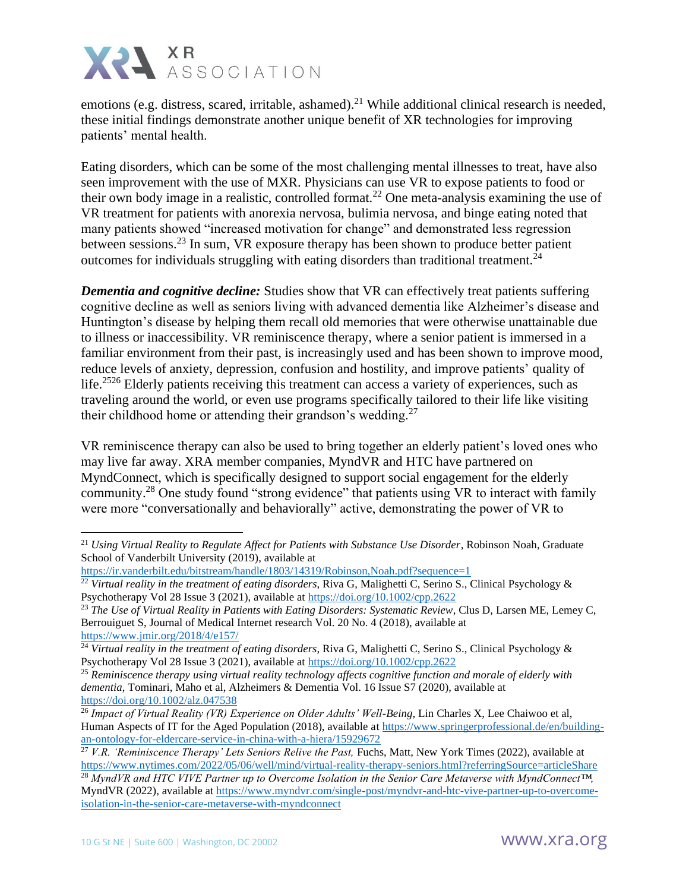emotions (e.g. distress, scared, irritable, ashamed).[21] While additional clinical research is needed, these initial findings demonstrate another unique benefit of XR technologies for improving patients' mental health.

Eating disorders, which can be some of the most challenging mental illnesses to treat, have also seen improvement with the use of MXR. Physicians can use VR to expose patients to food or their own body image in a realistic, controlled format.[22] One meta-analysis examining the use of VR treatment for patients with anorexia nervosa, bulimia nervosa, and binge eating noted that many patients showed "increased motivation for change" and demonstrated less regression between sessions.[23] In sum, VR exposure therapy has been shown to produce better patient outcomes for individuals struggling with eating disorders than traditional treatment.[24]

***Dementia and cognitive decline:*** Studies show that VR can effectively treat patients suffering cognitive decline as well as seniors living with advanced dementia like Alzheimer's disease and Huntington's disease by helping them recall old memories that were otherwise unattainable due to illness or inaccessibility. VR reminiscence therapy, where a senior patient is immersed in a familiar environment from their past, is increasingly used and has been shown to improve mood, reduce levels of anxiety, depression, confusion and hostility, and improve patients' quality of life.[25][26] Elderly patients receiving this treatment can access a variety of experiences, such as traveling around the world, or even use programs specifically tailored to their life like visiting their childhood home or attending their grandson's wedding.[27]

VR reminiscence therapy can also be used to bring together an elderly patient's loved ones who may live far away. XRA member companies, MyndVR and HTC have partnered on MyndConnect, which is specifically designed to support social engagement for the elderly community.[28] One study found "strong evidence" that patients using VR to interact with family were more "conversationally and behaviorally" active, demonstrating the power of VR to

---

[21] *Using Virtual Reality to Regulate Affect for Patients with Substance Use Disorder*, Robinson Noah, Graduate School of Vanderbilt University (2019), available at https://ir.vanderbilt.edu/bitstream/handle/1803/14319/Robinson,Noah.pdf?sequence=1

[22] *Virtual reality in the treatment of eating disorders*, Riva G, Malighetti C, Serino S., Clinical Psychology & Psychotherapy Vol 28 Issue 3 (2021), available at https://doi.org/10.1002/cpp.2622

[23] *The Use of Virtual Reality in Patients with Eating Disorders: Systematic Review*, Clus D, Larsen ME, Lemey C, Berrouiguet S, Journal of Medical Internet research Vol. 20 No. 4 (2018), available at https://www.jmir.org/2018/4/e157/

[24] *Virtual reality in the treatment of eating disorders*, Riva G, Malighetti C, Serino S., Clinical Psychology & Psychotherapy Vol 28 Issue 3 (2021), available at https://doi.org/10.1002/cpp.2622

[25] *Reminiscence therapy using virtual reality technology affects cognitive function and morale of elderly with dementia*, Tominari, Maho et al, Alzheimers & Dementia Vol. 16 Issue S7 (2020), available at https://doi.org/10.1002/alz.047538

[26] *Impact of Virtual Reality (VR) Experience on Older Adults' Well-Being*, Lin Charles X, Lee Chaiwoo et al, Human Aspects of IT for the Aged Population (2018), available at https://www.springerprofessional.de/en/building-an-ontology-for-eldercare-service-in-china-with-a-hiera/15929672

[27] *V.R. 'Reminiscence Therapy' Lets Seniors Relive the Past,* Fuchs, Matt, New York Times (2022), available at https://www.nytimes.com/2022/05/06/well/mind/virtual-reality-therapy-seniors.html?referringSource=articleShare

[28] *MyndVR and HTC VIVE Partner up to Overcome Isolation in the Senior Care Metaverse with MyndConnect™,* MyndVR (2022), available at https://www.myndvr.com/single-post/myndvr-and-htc-vive-partner-up-to-overcome-isolation-in-the-senior-care-metaverse-with-myndconnect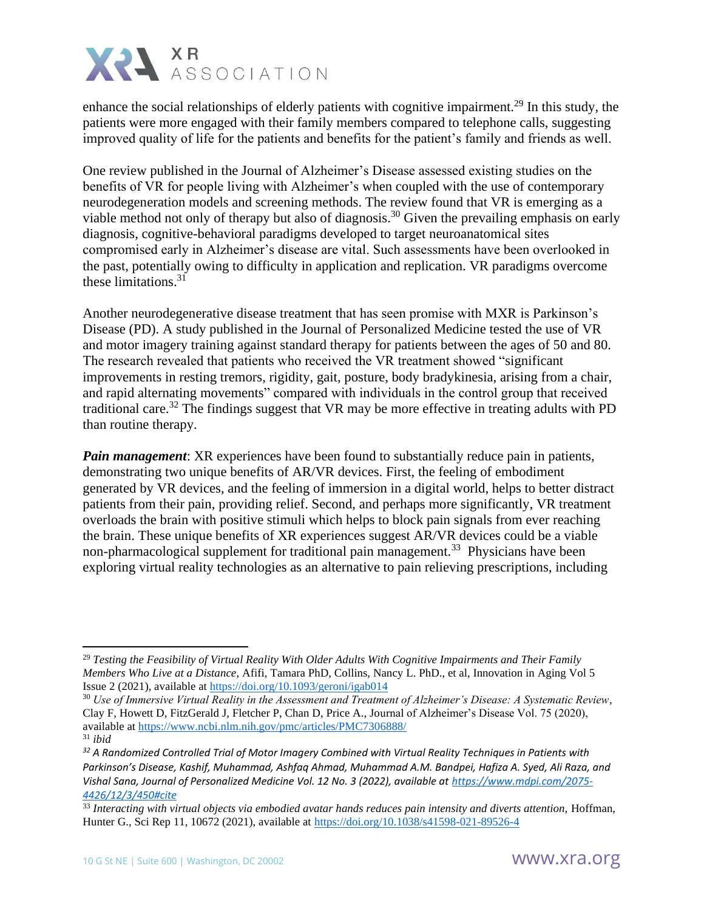enhance the social relationships of elderly patients with cognitive impairment.[29] In this study, the patients were more engaged with their family members compared to telephone calls, suggesting improved quality of life for the patients and benefits for the patient's family and friends as well.

One review published in the Journal of Alzheimer's Disease assessed existing studies on the benefits of VR for people living with Alzheimer's when coupled with the use of contemporary neurodegeneration models and screening methods. The review found that VR is emerging as a viable method not only of therapy but also of diagnosis.[30] Given the prevailing emphasis on early diagnosis, cognitive-behavioral paradigms developed to target neuroanatomical sites compromised early in Alzheimer's disease are vital. Such assessments have been overlooked in the past, potentially owing to difficulty in application and replication. VR paradigms overcome these limitations.[31]

Another neurodegenerative disease treatment that has seen promise with MXR is Parkinson's Disease (PD). A study published in the Journal of Personalized Medicine tested the use of VR and motor imagery training against standard therapy for patients between the ages of 50 and 80. The research revealed that patients who received the VR treatment showed "significant improvements in resting tremors, rigidity, gait, posture, body bradykinesia, arising from a chair, and rapid alternating movements" compared with individuals in the control group that received traditional care.[32] The findings suggest that VR may be more effective in treating adults with PD than routine therapy.

***Pain management***: XR experiences have been found to substantially reduce pain in patients, demonstrating two unique benefits of AR/VR devices. First, the feeling of embodiment generated by VR devices, and the feeling of immersion in a digital world, helps to better distract patients from their pain, providing relief. Second, and perhaps more significantly, VR treatment overloads the brain with positive stimuli which helps to block pain signals from ever reaching the brain. These unique benefits of XR experiences suggest AR/VR devices could be a viable non-pharmacological supplement for traditional pain management.[33] Physicians have been exploring virtual reality technologies as an alternative to pain relieving prescriptions, including

---

[29] *Testing the Feasibility of Virtual Reality With Older Adults With Cognitive Impairments and Their Family Members Who Live at a Distance*, Afifi, Tamara PhD, Collins, Nancy L. PhD., et al, Innovation in Aging Vol 5 Issue 2 (2021), available at https://doi.org/10.1093/geroni/igab014

[30] *Use of Immersive Virtual Reality in the Assessment and Treatment of Alzheimer's Disease: A Systematic Review*, Clay F, Howett D, FitzGerald J, Fletcher P, Chan D, Price A., Journal of Alzheimer's Disease Vol. 75 (2020), available at https://www.ncbi.nlm.nih.gov/pmc/articles/PMC7306888/

[31] *ibid*

[32] *A Randomized Controlled Trial of Motor Imagery Combined with Virtual Reality Techniques in Patients with Parkinson's Disease, Kashif, Muhammad, Ashfaq Ahmad, Muhammad A.M. Bandpei, Hafiza A. Syed, Ali Raza, and Vishal Sana, Journal of Personalized Medicine Vol. 12 No. 3 (2022), available at https://www.mdpi.com/2075-4426/12/3/450#cite*

[33] *Interacting with virtual objects via embodied avatar hands reduces pain intensity and diverts attention,* Hoffman, Hunter G., Sci Rep 11, 10672 (2021), available at https://doi.org/10.1038/s41598-021-89526-4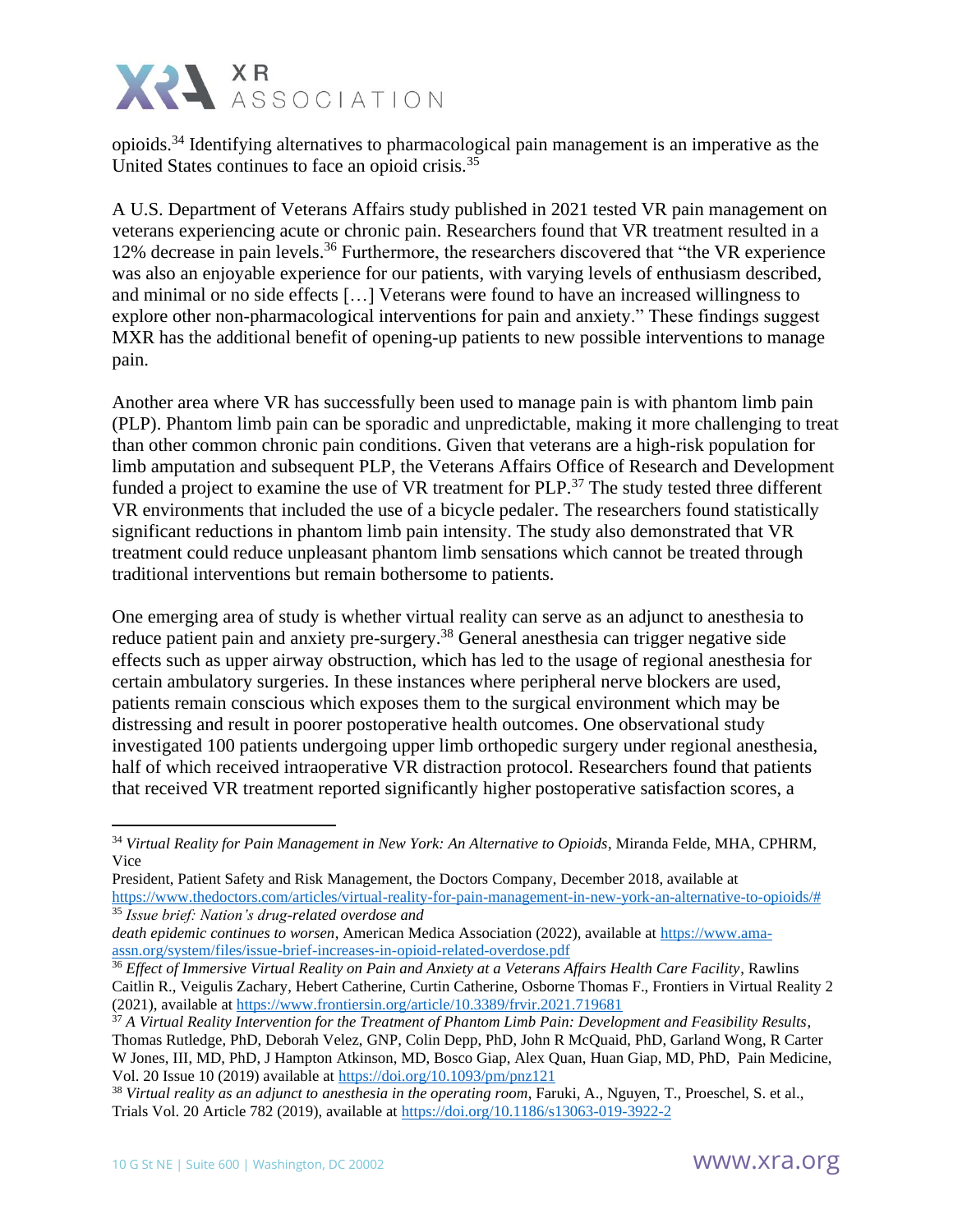opioids.[34] Identifying alternatives to pharmacological pain management is an imperative as the United States continues to face an opioid crisis.[35]

A U.S. Department of Veterans Affairs study published in 2021 tested VR pain management on veterans experiencing acute or chronic pain. Researchers found that VR treatment resulted in a 12% decrease in pain levels.[36] Furthermore, the researchers discovered that "the VR experience was also an enjoyable experience for our patients, with varying levels of enthusiasm described, and minimal or no side effects […] Veterans were found to have an increased willingness to explore other non-pharmacological interventions for pain and anxiety." These findings suggest MXR has the additional benefit of opening-up patients to new possible interventions to manage pain.

Another area where VR has successfully been used to manage pain is with phantom limb pain (PLP). Phantom limb pain can be sporadic and unpredictable, making it more challenging to treat than other common chronic pain conditions. Given that veterans are a high-risk population for limb amputation and subsequent PLP, the Veterans Affairs Office of Research and Development funded a project to examine the use of VR treatment for PLP.[37] The study tested three different VR environments that included the use of a bicycle pedaler. The researchers found statistically significant reductions in phantom limb pain intensity. The study also demonstrated that VR treatment could reduce unpleasant phantom limb sensations which cannot be treated through traditional interventions but remain bothersome to patients.

One emerging area of study is whether virtual reality can serve as an adjunct to anesthesia to reduce patient pain and anxiety pre-surgery.[38] General anesthesia can trigger negative side effects such as upper airway obstruction, which has led to the usage of regional anesthesia for certain ambulatory surgeries. In these instances where peripheral nerve blockers are used, patients remain conscious which exposes them to the surgical environment which may be distressing and result in poorer postoperative health outcomes. One observational study investigated 100 patients undergoing upper limb orthopedic surgery under regional anesthesia, half of which received intraoperative VR distraction protocol. Researchers found that patients that received VR treatment reported significantly higher postoperative satisfaction scores, a

---

[34] *Virtual Reality for Pain Management in New York: An Alternative to Opioids*, Miranda Felde, MHA, CPHRM, Vice President, Patient Safety and Risk Management, the Doctors Company, December 2018, available at https://www.thedoctors.com/articles/virtual-reality-for-pain-management-in-new-york-an-alternative-to-opioids/#

[35] *Issue brief: Nation's drug-related overdose and death epidemic continues to worsen*, American Medica Association (2022), available at https://www.ama-assn.org/system/files/issue-brief-increases-in-opioid-related-overdose.pdf

[36] *Effect of Immersive Virtual Reality on Pain and Anxiety at a Veterans Affairs Health Care Facility*, Rawlins Caitlin R., Veigulis Zachary, Hebert Catherine, Curtin Catherine, Osborne Thomas F., Frontiers in Virtual Reality 2 (2021), available at https://www.frontiersin.org/article/10.3389/frvir.2021.719681

[37] *A Virtual Reality Intervention for the Treatment of Phantom Limb Pain: Development and Feasibility Results*, Thomas Rutledge, PhD, Deborah Velez, GNP, Colin Depp, PhD, John R McQuaid, PhD, Garland Wong, R Carter W Jones, III, MD, PhD, J Hampton Atkinson, MD, Bosco Giap, Alex Quan, Huan Giap, MD, PhD, Pain Medicine, Vol. 20 Issue 10 (2019) available at https://doi.org/10.1093/pm/pnz121

[38] *Virtual reality as an adjunct to anesthesia in the operating room*, Faruki, A., Nguyen, T., Proeschel, S. et al., Trials Vol. 20 Article 782 (2019), available at https://doi.org/10.1186/s13063-019-3922-2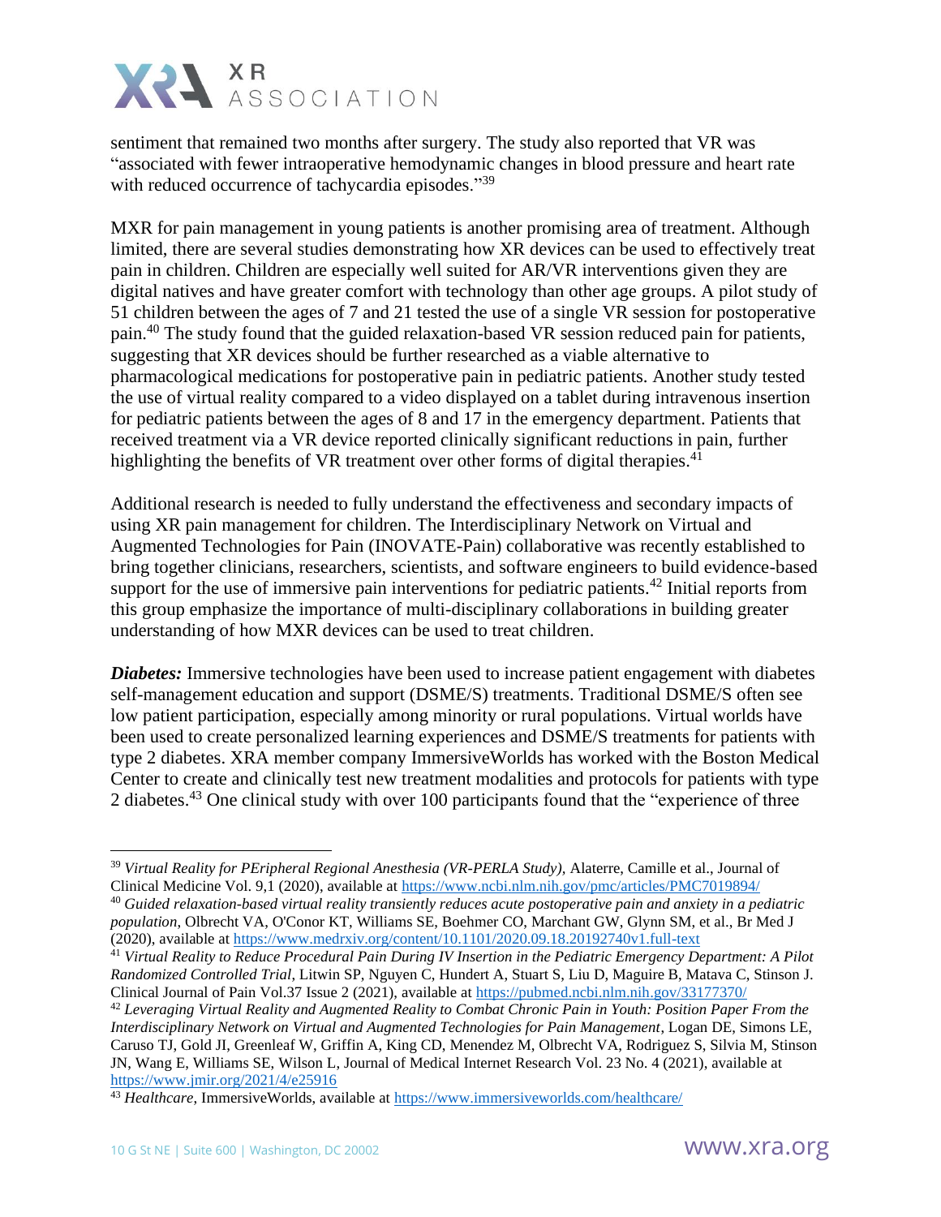sentiment that remained two months after surgery. The study also reported that VR was "associated with fewer intraoperative hemodynamic changes in blood pressure and heart rate with reduced occurrence of tachycardia episodes."[39]

MXR for pain management in young patients is another promising area of treatment. Although limited, there are several studies demonstrating how XR devices can be used to effectively treat pain in children. Children are especially well suited for AR/VR interventions given they are digital natives and have greater comfort with technology than other age groups. A pilot study of 51 children between the ages of 7 and 21 tested the use of a single VR session for postoperative pain.[40] The study found that the guided relaxation-based VR session reduced pain for patients, suggesting that XR devices should be further researched as a viable alternative to pharmacological medications for postoperative pain in pediatric patients. Another study tested the use of virtual reality compared to a video displayed on a tablet during intravenous insertion for pediatric patients between the ages of 8 and 17 in the emergency department. Patients that received treatment via a VR device reported clinically significant reductions in pain, further highlighting the benefits of VR treatment over other forms of digital therapies.[41]

Additional research is needed to fully understand the effectiveness and secondary impacts of using XR pain management for children. The Interdisciplinary Network on Virtual and Augmented Technologies for Pain (INOVATE-Pain) collaborative was recently established to bring together clinicians, researchers, scientists, and software engineers to build evidence-based support for the use of immersive pain interventions for pediatric patients.[42] Initial reports from this group emphasize the importance of multi-disciplinary collaborations in building greater understanding of how MXR devices can be used to treat children.

***Diabetes:*** Immersive technologies have been used to increase patient engagement with diabetes self-management education and support (DSME/S) treatments. Traditional DSME/S often see low patient participation, especially among minority or rural populations. Virtual worlds have been used to create personalized learning experiences and DSME/S treatments for patients with type 2 diabetes. XRA member company ImmersiveWorlds has worked with the Boston Medical Center to create and clinically test new treatment modalities and protocols for patients with type 2 diabetes.[43] One clinical study with over 100 participants found that the "experience of three

---

[39] *Virtual Reality for PEripheral Regional Anesthesia (VR-PERLA Study),* Alaterre, Camille et al., Journal of Clinical Medicine Vol. 9,1 (2020), available at https://www.ncbi.nlm.nih.gov/pmc/articles/PMC7019894/

[40] *Guided relaxation-based virtual reality transiently reduces acute postoperative pain and anxiety in a pediatric population*, Olbrecht VA, O'Conor KT, Williams SE, Boehmer CO, Marchant GW, Glynn SM, et al., Br Med J (2020), available at https://www.medrxiv.org/content/10.1101/2020.09.18.20192740v1.full-text

[41] *Virtual Reality to Reduce Procedural Pain During IV Insertion in the Pediatric Emergency Department: A Pilot Randomized Controlled Trial*, Litwin SP, Nguyen C, Hundert A, Stuart S, Liu D, Maguire B, Matava C, Stinson J. Clinical Journal of Pain Vol.37 Issue 2 (2021), available at https://pubmed.ncbi.nlm.nih.gov/33177370/

[42] *Leveraging Virtual Reality and Augmented Reality to Combat Chronic Pain in Youth: Position Paper From the Interdisciplinary Network on Virtual and Augmented Technologies for Pain Management*, Logan DE, Simons LE, Caruso TJ, Gold JI, Greenleaf W, Griffin A, King CD, Menendez M, Olbrecht VA, Rodriguez S, Silvia M, Stinson JN, Wang E, Williams SE, Wilson L, Journal of Medical Internet Research Vol. 23 No. 4 (2021), available at https://www.jmir.org/2021/4/e25916

[43] *Healthcare*, ImmersiveWorlds, available at https://www.immersiveworlds.com/healthcare/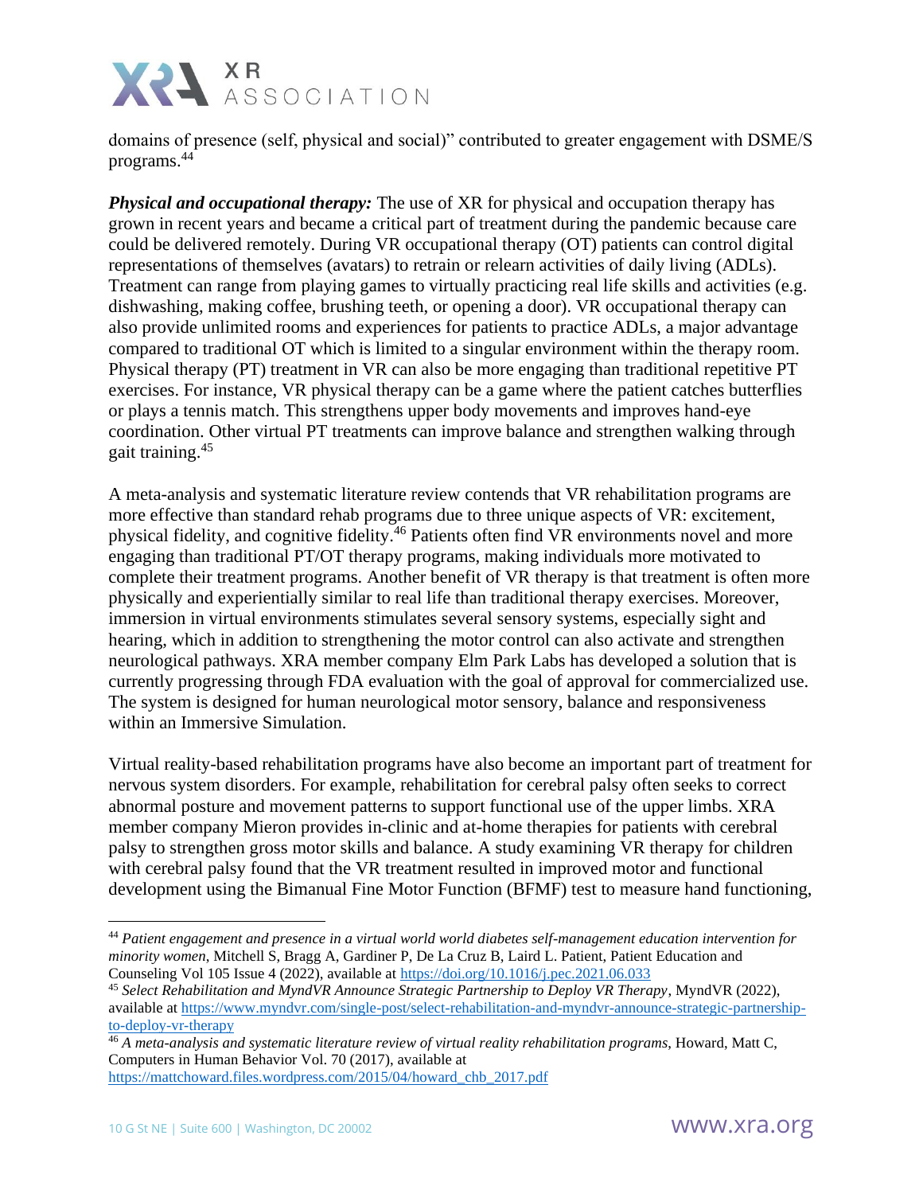domains of presence (self, physical and social)" contributed to greater engagement with DSME/S programs.[44]

***Physical and occupational therapy:*** The use of XR for physical and occupation therapy has grown in recent years and became a critical part of treatment during the pandemic because care could be delivered remotely. During VR occupational therapy (OT) patients can control digital representations of themselves (avatars) to retrain or relearn activities of daily living (ADLs). Treatment can range from playing games to virtually practicing real life skills and activities (e.g. dishwashing, making coffee, brushing teeth, or opening a door). VR occupational therapy can also provide unlimited rooms and experiences for patients to practice ADLs, a major advantage compared to traditional OT which is limited to a singular environment within the therapy room. Physical therapy (PT) treatment in VR can also be more engaging than traditional repetitive PT exercises. For instance, VR physical therapy can be a game where the patient catches butterflies or plays a tennis match. This strengthens upper body movements and improves hand-eye coordination. Other virtual PT treatments can improve balance and strengthen walking through gait training.[45]

A meta-analysis and systematic literature review contends that VR rehabilitation programs are more effective than standard rehab programs due to three unique aspects of VR: excitement, physical fidelity, and cognitive fidelity.[46] Patients often find VR environments novel and more engaging than traditional PT/OT therapy programs, making individuals more motivated to complete their treatment programs. Another benefit of VR therapy is that treatment is often more physically and experientially similar to real life than traditional therapy exercises. Moreover, immersion in virtual environments stimulates several sensory systems, especially sight and hearing, which in addition to strengthening the motor control can also activate and strengthen neurological pathways. XRA member company Elm Park Labs has developed a solution that is currently progressing through FDA evaluation with the goal of approval for commercialized use. The system is designed for human neurological motor sensory, balance and responsiveness within an Immersive Simulation.

Virtual reality-based rehabilitation programs have also become an important part of treatment for nervous system disorders. For example, rehabilitation for cerebral palsy often seeks to correct abnormal posture and movement patterns to support functional use of the upper limbs. XRA member company Mieron provides in-clinic and at-home therapies for patients with cerebral palsy to strengthen gross motor skills and balance. A study examining VR therapy for children with cerebral palsy found that the VR treatment resulted in improved motor and functional development using the Bimanual Fine Motor Function (BFMF) test to measure hand functioning,

---

[44] *Patient engagement and presence in a virtual world world diabetes self-management education intervention for minority women*, Mitchell S, Bragg A, Gardiner P, De La Cruz B, Laird L. Patient, Patient Education and Counseling Vol 105 Issue 4 (2022), available at https://doi.org/10.1016/j.pec.2021.06.033

[45] *Select Rehabilitation and MyndVR Announce Strategic Partnership to Deploy VR Therapy*, MyndVR (2022), available at https://www.myndvr.com/single-post/select-rehabilitation-and-myndvr-announce-strategic-partnership-to-deploy-vr-therapy

[46] *A meta-analysis and systematic literature review of virtual reality rehabilitation programs*, Howard, Matt C, Computers in Human Behavior Vol. 70 (2017), available at https://mattchoward.files.wordpress.com/2015/04/howard_chb_2017.pdf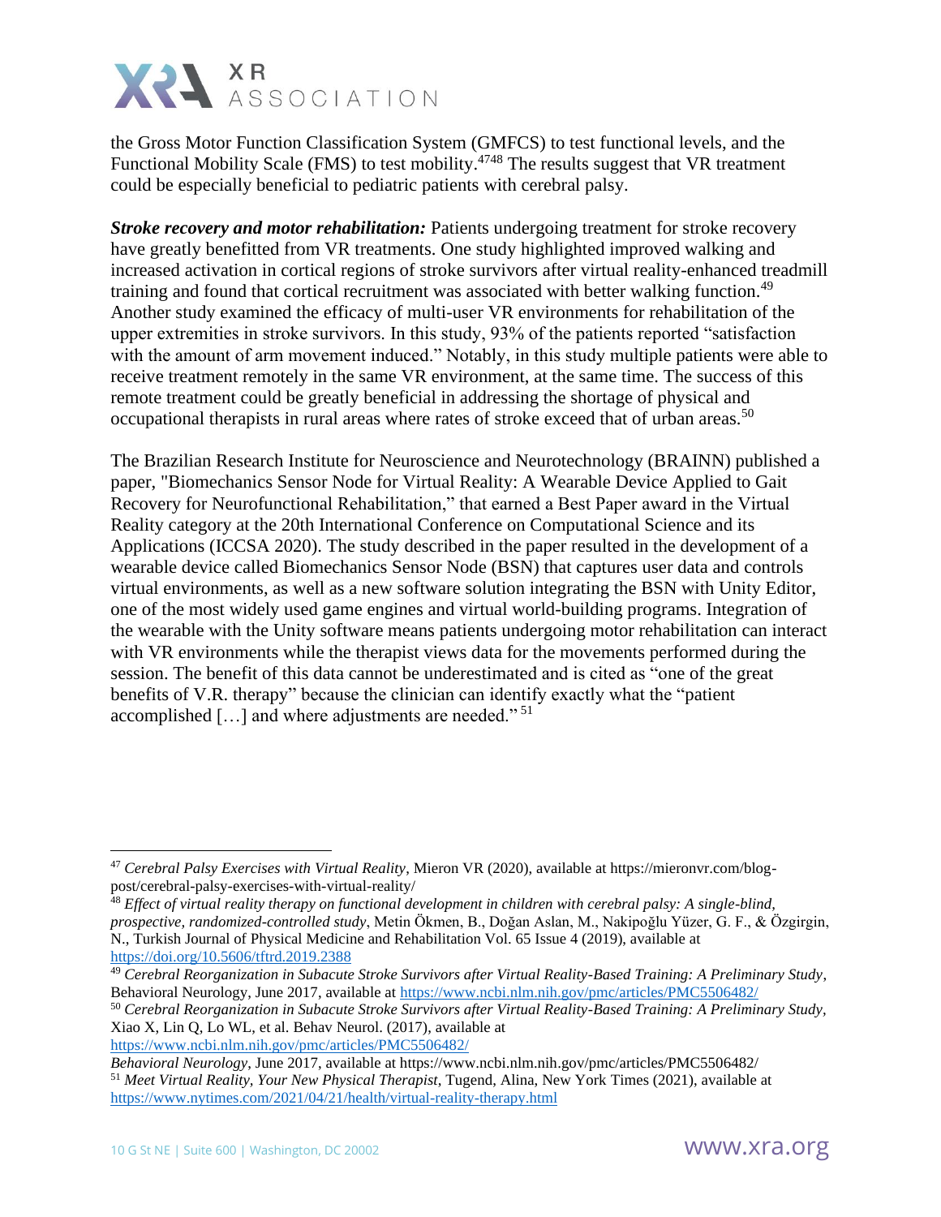the Gross Motor Function Classification System (GMFCS) to test functional levels, and the Functional Mobility Scale (FMS) to test mobility.[47][48] The results suggest that VR treatment could be especially beneficial to pediatric patients with cerebral palsy.

***Stroke recovery and motor rehabilitation:*** Patients undergoing treatment for stroke recovery have greatly benefitted from VR treatments. One study highlighted improved walking and increased activation in cortical regions of stroke survivors after virtual reality-enhanced treadmill training and found that cortical recruitment was associated with better walking function.[49] Another study examined the efficacy of multi-user VR environments for rehabilitation of the upper extremities in stroke survivors. In this study, 93% of the patients reported "satisfaction with the amount of arm movement induced." Notably, in this study multiple patients were able to receive treatment remotely in the same VR environment, at the same time. The success of this remote treatment could be greatly beneficial in addressing the shortage of physical and occupational therapists in rural areas where rates of stroke exceed that of urban areas.[50]

The Brazilian Research Institute for Neuroscience and Neurotechnology (BRAINN) published a paper, "Biomechanics Sensor Node for Virtual Reality: A Wearable Device Applied to Gait Recovery for Neurofunctional Rehabilitation," that earned a Best Paper award in the Virtual Reality category at the 20th International Conference on Computational Science and its Applications (ICCSA 2020). The study described in the paper resulted in the development of a wearable device called Biomechanics Sensor Node (BSN) that captures user data and controls virtual environments, as well as a new software solution integrating the BSN with Unity Editor, one of the most widely used game engines and virtual world-building programs. Integration of the wearable with the Unity software means patients undergoing motor rehabilitation can interact with VR environments while the therapist views data for the movements performed during the session. The benefit of this data cannot be underestimated and is cited as "one of the great benefits of V.R. therapy" because the clinician can identify exactly what the "patient accomplished […] and where adjustments are needed." [51]

---

[47] *Cerebral Palsy Exercises with Virtual Reality*, Mieron VR (2020), available at https://mieronvr.com/blog-post/cerebral-palsy-exercises-with-virtual-reality/

[48] *Effect of virtual reality therapy on functional development in children with cerebral palsy: A single-blind, prospective, randomized-controlled study*, Metin Ökmen, B., Doğan Aslan, M., Nakipoğlu Yüzer, G. F., & Özgirgin, N., Turkish Journal of Physical Medicine and Rehabilitation Vol. 65 Issue 4 (2019), available at https://doi.org/10.5606/tftrd.2019.2388

[49] *Cerebral Reorganization in Subacute Stroke Survivors after Virtual Reality-Based Training: A Preliminary Study*, Behavioral Neurology, June 2017, available at https://www.ncbi.nlm.nih.gov/pmc/articles/PMC5506482/

[50] *Cerebral Reorganization in Subacute Stroke Survivors after Virtual Reality-Based Training: A Preliminary Study*, Xiao X, Lin Q, Lo WL, et al. Behav Neurol. (2017), available at https://www.ncbi.nlm.nih.gov/pmc/articles/PMC5506482/
*Behavioral Neurology*, June 2017, available at https://www.ncbi.nlm.nih.gov/pmc/articles/PMC5506482/

[51] *Meet Virtual Reality, Your New Physical Therapist*, Tugend, Alina, New York Times (2021), available at https://www.nytimes.com/2021/04/21/health/virtual-reality-therapy.html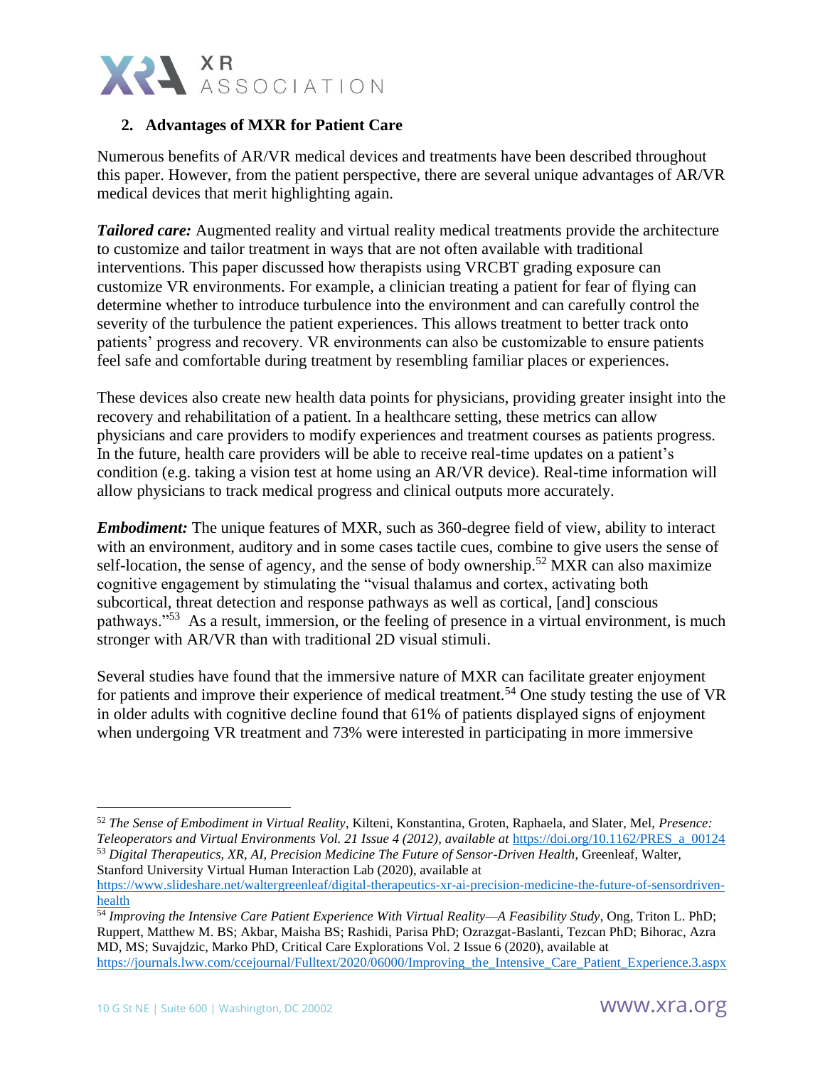### 2. Advantages of MXR for Patient Care

Numerous benefits of AR/VR medical devices and treatments have been described throughout this paper. However, from the patient perspective, there are several unique advantages of AR/VR medical devices that merit highlighting again.

***Tailored care:*** Augmented reality and virtual reality medical treatments provide the architecture to customize and tailor treatment in ways that are not often available with traditional interventions. This paper discussed how therapists using VRCBT grading exposure can customize VR environments. For example, a clinician treating a patient for fear of flying can determine whether to introduce turbulence into the environment and can carefully control the severity of the turbulence the patient experiences. This allows treatment to better track onto patients' progress and recovery. VR environments can also be customizable to ensure patients feel safe and comfortable during treatment by resembling familiar places or experiences.

These devices also create new health data points for physicians, providing greater insight into the recovery and rehabilitation of a patient. In a healthcare setting, these metrics can allow physicians and care providers to modify experiences and treatment courses as patients progress. In the future, health care providers will be able to receive real-time updates on a patient's condition (e.g. taking a vision test at home using an AR/VR device). Real-time information will allow physicians to track medical progress and clinical outputs more accurately.

***Embodiment:*** The unique features of MXR, such as 360-degree field of view, ability to interact with an environment, auditory and in some cases tactile cues, combine to give users the sense of self-location, the sense of agency, and the sense of body ownership.[52] MXR can also maximize cognitive engagement by stimulating the "visual thalamus and cortex, activating both subcortical, threat detection and response pathways as well as cortical, [and] conscious pathways."[53] As a result, immersion, or the feeling of presence in a virtual environment, is much stronger with AR/VR than with traditional 2D visual stimuli.

Several studies have found that the immersive nature of MXR can facilitate greater enjoyment for patients and improve their experience of medical treatment.[54] One study testing the use of VR in older adults with cognitive decline found that 61% of patients displayed signs of enjoyment when undergoing VR treatment and 73% were interested in participating in more immersive

---

[52] *The Sense of Embodiment in Virtual Reality*, Kilteni, Konstantina, Groten, Raphaela, and Slater, Mel, *Presence: Teleoperators and Virtual Environments Vol. 21 Issue 4 (2012), available at* https://doi.org/10.1162/PRES_a_00124

[53] *Digital Therapeutics, XR, AI, Precision Medicine The Future of Sensor-Driven Health*, Greenleaf, Walter, Stanford University Virtual Human Interaction Lab (2020), available at https://www.slideshare.net/waltergreenleaf/digital-therapeutics-xr-ai-precision-medicine-the-future-of-sensordriven-health

[54] *Improving the Intensive Care Patient Experience With Virtual Reality—A Feasibility Study*, Ong, Triton L. PhD; Ruppert, Matthew M. BS; Akbar, Maisha BS; Rashidi, Parisa PhD; Ozrazgat-Baslanti, Tezcan PhD; Bihorac, Azra MD, MS; Suvajdzic, Marko PhD, Critical Care Explorations Vol. 2 Issue 6 (2020), available at https://journals.lww.com/ccejournal/Fulltext/2020/06000/Improving_the_Intensive_Care_Patient_Experience.3.aspx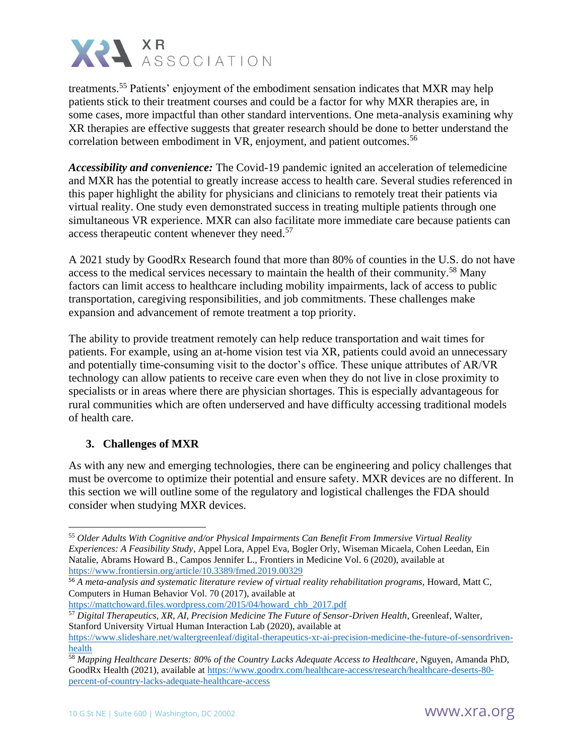treatments.[55] Patients' enjoyment of the embodiment sensation indicates that MXR may help patients stick to their treatment courses and could be a factor for why MXR therapies are, in some cases, more impactful than other standard interventions. One meta-analysis examining why XR therapies are effective suggests that greater research should be done to better understand the correlation between embodiment in VR, enjoyment, and patient outcomes.[56]

***Accessibility and convenience:*** The Covid-19 pandemic ignited an acceleration of telemedicine and MXR has the potential to greatly increase access to health care. Several studies referenced in this paper highlight the ability for physicians and clinicians to remotely treat their patients via virtual reality. One study even demonstrated success in treating multiple patients through one simultaneous VR experience. MXR can also facilitate more immediate care because patients can access therapeutic content whenever they need.[57]

A 2021 study by GoodRx Research found that more than 80% of counties in the U.S. do not have access to the medical services necessary to maintain the health of their community.[58] Many factors can limit access to healthcare including mobility impairments, lack of access to public transportation, caregiving responsibilities, and job commitments. These challenges make expansion and advancement of remote treatment a top priority.

The ability to provide treatment remotely can help reduce transportation and wait times for patients. For example, using an at-home vision test via XR, patients could avoid an unnecessary and potentially time-consuming visit to the doctor's office. These unique attributes of AR/VR technology can allow patients to receive care even when they do not live in close proximity to specialists or in areas where there are physician shortages. This is especially advantageous for rural communities which are often underserved and have difficulty accessing traditional models of health care.

## 3. Challenges of MXR

As with any new and emerging technologies, there can be engineering and policy challenges that must be overcome to optimize their potential and ensure safety. MXR devices are no different. In this section we will outline some of the regulatory and logistical challenges the FDA should consider when studying MXR devices.

---

[55] *Older Adults With Cognitive and/or Physical Impairments Can Benefit From Immersive Virtual Reality Experiences: A Feasibility Study*, Appel Lora, Appel Eva, Bogler Orly, Wiseman Micaela, Cohen Leedan, Ein Natalie, Abrams Howard B., Campos Jennifer L., Frontiers in Medicine Vol. 6 (2020), available at https://www.frontiersin.org/article/10.3389/fmed.2019.00329

[56] *A meta-analysis and systematic literature review of virtual reality rehabilitation programs*, Howard, Matt C, Computers in Human Behavior Vol. 70 (2017), available at https://mattchoward.files.wordpress.com/2015/04/howard_chb_2017.pdf

[57] *Digital Therapeutics, XR, AI, Precision Medicine The Future of Sensor-Driven Health*, Greenleaf, Walter, Stanford University Virtual Human Interaction Lab (2020), available at https://www.slideshare.net/waltergreenleaf/digital-therapeutics-xr-ai-precision-medicine-the-future-of-sensordriven-health

[58] *Mapping Healthcare Deserts: 80% of the Country Lacks Adequate Access to Healthcare*, Nguyen, Amanda PhD, GoodRx Health (2021), available at https://www.goodrx.com/healthcare-access/research/healthcare-deserts-80-percent-of-country-lacks-adequate-healthcare-access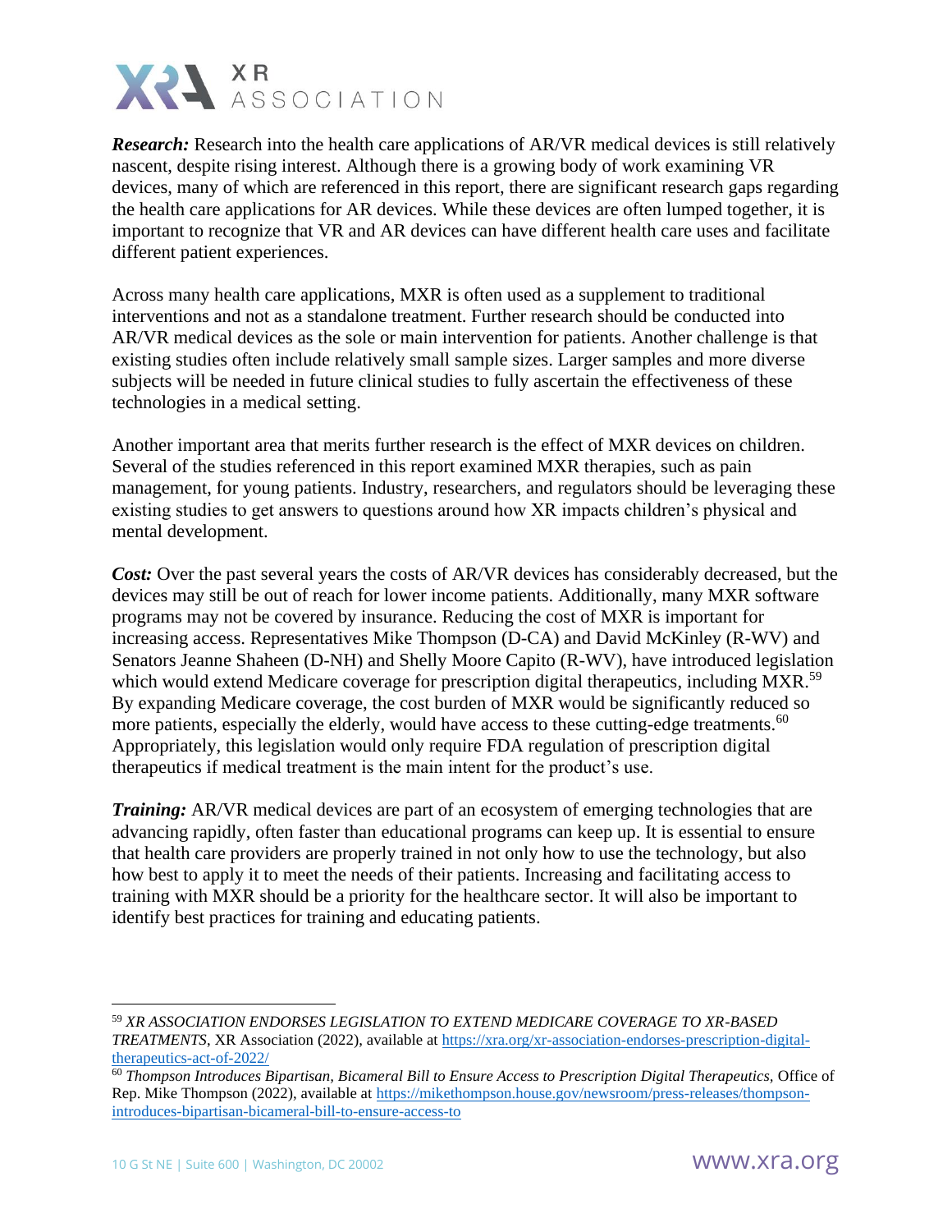***Research:*** Research into the health care applications of AR/VR medical devices is still relatively nascent, despite rising interest. Although there is a growing body of work examining VR devices, many of which are referenced in this report, there are significant research gaps regarding the health care applications for AR devices. While these devices are often lumped together, it is important to recognize that VR and AR devices can have different health care uses and facilitate different patient experiences.

Across many health care applications, MXR is often used as a supplement to traditional interventions and not as a standalone treatment. Further research should be conducted into AR/VR medical devices as the sole or main intervention for patients. Another challenge is that existing studies often include relatively small sample sizes. Larger samples and more diverse subjects will be needed in future clinical studies to fully ascertain the effectiveness of these technologies in a medical setting.

Another important area that merits further research is the effect of MXR devices on children. Several of the studies referenced in this report examined MXR therapies, such as pain management, for young patients. Industry, researchers, and regulators should be leveraging these existing studies to get answers to questions around how XR impacts children's physical and mental development.

***Cost:*** Over the past several years the costs of AR/VR devices has considerably decreased, but the devices may still be out of reach for lower income patients. Additionally, many MXR software programs may not be covered by insurance. Reducing the cost of MXR is important for increasing access. Representatives Mike Thompson (D-CA) and David McKinley (R-WV) and Senators Jeanne Shaheen (D-NH) and Shelly Moore Capito (R-WV), have introduced legislation which would extend Medicare coverage for prescription digital therapeutics, including MXR.[59] By expanding Medicare coverage, the cost burden of MXR would be significantly reduced so more patients, especially the elderly, would have access to these cutting-edge treatments.[60] Appropriately, this legislation would only require FDA regulation of prescription digital therapeutics if medical treatment is the main intent for the product's use.

***Training:*** AR/VR medical devices are part of an ecosystem of emerging technologies that are advancing rapidly, often faster than educational programs can keep up. It is essential to ensure that health care providers are properly trained in not only how to use the technology, but also how best to apply it to meet the needs of their patients. Increasing and facilitating access to training with MXR should be a priority for the healthcare sector. It will also be important to identify best practices for training and educating patients.

---

[59] *XR ASSOCIATION ENDORSES LEGISLATION TO EXTEND MEDICARE COVERAGE TO XR-BASED TREATMENTS*, XR Association (2022), available at https://xra.org/xr-association-endorses-prescription-digital-therapeutics-act-of-2022/

[60] *Thompson Introduces Bipartisan, Bicameral Bill to Ensure Access to Prescription Digital Therapeutics*, Office of Rep. Mike Thompson (2022), available at https://mikethompson.house.gov/newsroom/press-releases/thompson-introduces-bipartisan-bicameral-bill-to-ensure-access-to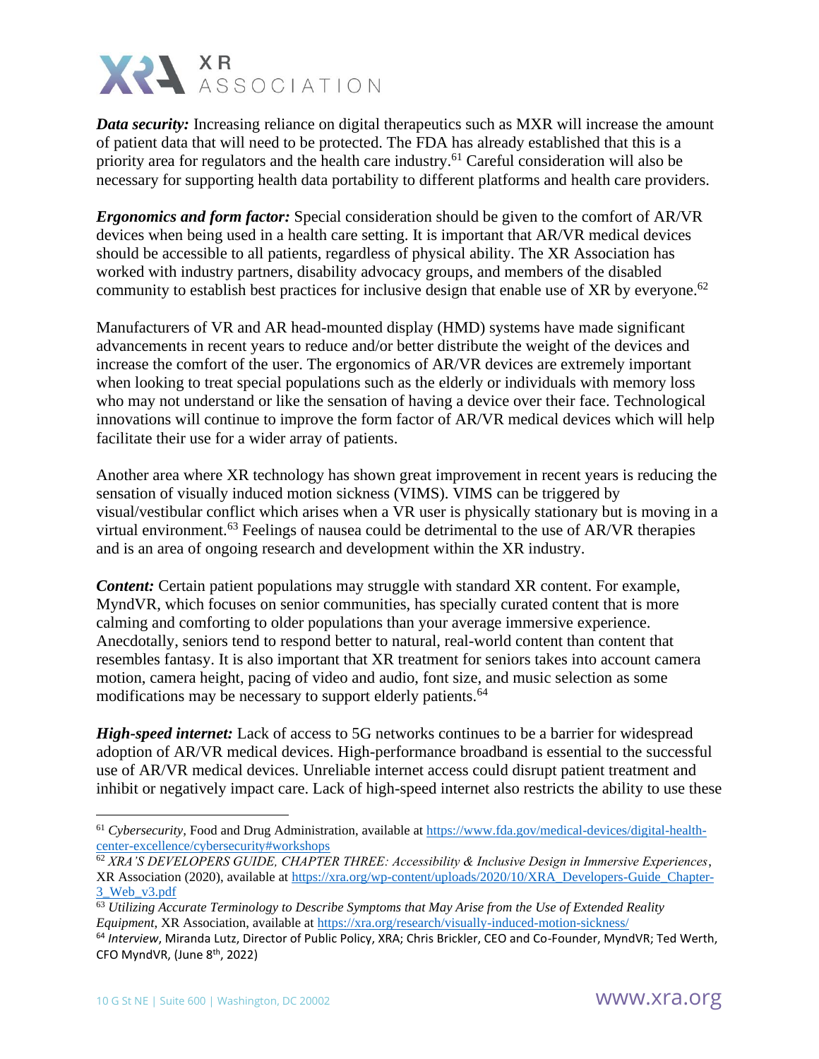***Data security:*** Increasing reliance on digital therapeutics such as MXR will increase the amount of patient data that will need to be protected. The FDA has already established that this is a priority area for regulators and the health care industry.[61] Careful consideration will also be necessary for supporting health data portability to different platforms and health care providers.

***Ergonomics and form factor:*** Special consideration should be given to the comfort of AR/VR devices when being used in a health care setting. It is important that AR/VR medical devices should be accessible to all patients, regardless of physical ability. The XR Association has worked with industry partners, disability advocacy groups, and members of the disabled community to establish best practices for inclusive design that enable use of XR by everyone.[62]

Manufacturers of VR and AR head-mounted display (HMD) systems have made significant advancements in recent years to reduce and/or better distribute the weight of the devices and increase the comfort of the user. The ergonomics of AR/VR devices are extremely important when looking to treat special populations such as the elderly or individuals with memory loss who may not understand or like the sensation of having a device over their face. Technological innovations will continue to improve the form factor of AR/VR medical devices which will help facilitate their use for a wider array of patients.

Another area where XR technology has shown great improvement in recent years is reducing the sensation of visually induced motion sickness (VIMS). VIMS can be triggered by visual/vestibular conflict which arises when a VR user is physically stationary but is moving in a virtual environment.[63] Feelings of nausea could be detrimental to the use of AR/VR therapies and is an area of ongoing research and development within the XR industry.

***Content:*** Certain patient populations may struggle with standard XR content. For example, MyndVR, which focuses on senior communities, has specially curated content that is more calming and comforting to older populations than your average immersive experience. Anecdotally, seniors tend to respond better to natural, real-world content than content that resembles fantasy. It is also important that XR treatment for seniors takes into account camera motion, camera height, pacing of video and audio, font size, and music selection as some modifications may be necessary to support elderly patients.[64]

***High-speed internet:*** Lack of access to 5G networks continues to be a barrier for widespread adoption of AR/VR medical devices. High-performance broadband is essential to the successful use of AR/VR medical devices. Unreliable internet access could disrupt patient treatment and inhibit or negatively impact care. Lack of high-speed internet also restricts the ability to use these

---

[61] *Cybersecurity*, Food and Drug Administration, available at https://www.fda.gov/medical-devices/digital-health-center-excellence/cybersecurity#workshops

[62] *XRA'S DEVELOPERS GUIDE, CHAPTER THREE: Accessibility & Inclusive Design in Immersive Experiences*, XR Association (2020), available at https://xra.org/wp-content/uploads/2020/10/XRA_Developers-Guide_Chapter-3_Web_v3.pdf

[63] *Utilizing Accurate Terminology to Describe Symptoms that May Arise from the Use of Extended Reality Equipment*, XR Association, available at https://xra.org/research/visually-induced-motion-sickness/

[64] *Interview*, Miranda Lutz, Director of Public Policy, XRA; Chris Brickler, CEO and Co-Founder, MyndVR; Ted Werth, CFO MyndVR, (June 8th, 2022)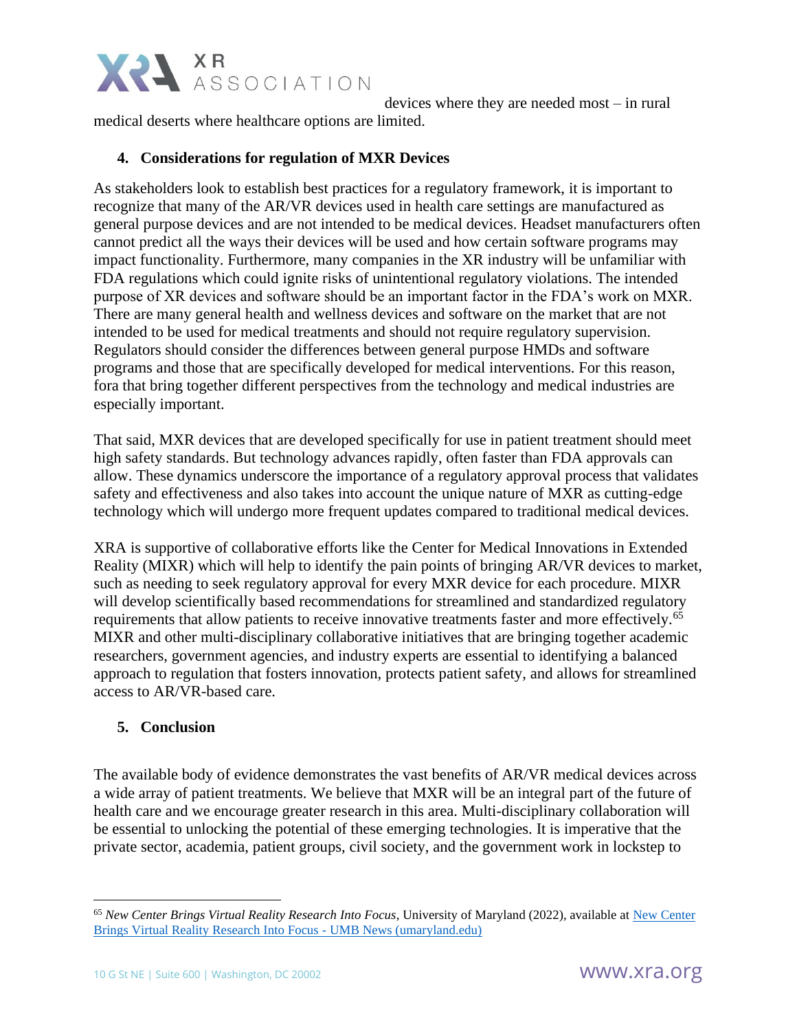devices where they are needed most – in rural medical deserts where healthcare options are limited.

## 4. Considerations for regulation of MXR Devices

As stakeholders look to establish best practices for a regulatory framework, it is important to recognize that many of the AR/VR devices used in health care settings are manufactured as general purpose devices and are not intended to be medical devices. Headset manufacturers often cannot predict all the ways their devices will be used and how certain software programs may impact functionality. Furthermore, many companies in the XR industry will be unfamiliar with FDA regulations which could ignite risks of unintentional regulatory violations. The intended purpose of XR devices and software should be an important factor in the FDA's work on MXR. There are many general health and wellness devices and software on the market that are not intended to be used for medical treatments and should not require regulatory supervision. Regulators should consider the differences between general purpose HMDs and software programs and those that are specifically developed for medical interventions. For this reason, fora that bring together different perspectives from the technology and medical industries are especially important.

That said, MXR devices that are developed specifically for use in patient treatment should meet high safety standards. But technology advances rapidly, often faster than FDA approvals can allow. These dynamics underscore the importance of a regulatory approval process that validates safety and effectiveness and also takes into account the unique nature of MXR as cutting-edge technology which will undergo more frequent updates compared to traditional medical devices.

XRA is supportive of collaborative efforts like the Center for Medical Innovations in Extended Reality (MIXR) which will help to identify the pain points of bringing AR/VR devices to market, such as needing to seek regulatory approval for every MXR device for each procedure. MIXR will develop scientifically based recommendations for streamlined and standardized regulatory requirements that allow patients to receive innovative treatments faster and more effectively.[65] MIXR and other multi-disciplinary collaborative initiatives that are bringing together academic researchers, government agencies, and industry experts are essential to identifying a balanced approach to regulation that fosters innovation, protects patient safety, and allows for streamlined access to AR/VR-based care.

## 5. Conclusion

The available body of evidence demonstrates the vast benefits of AR/VR medical devices across a wide array of patient treatments. We believe that MXR will be an integral part of the future of health care and we encourage greater research in this area. Multi-disciplinary collaboration will be essential to unlocking the potential of these emerging technologies. It is imperative that the private sector, academia, patient groups, civil society, and the government work in lockstep to

---

[65] *New Center Brings Virtual Reality Research Into Focus*, University of Maryland (2022), available at [New Center Brings Virtual Reality Research Into Focus - UMB News (umaryland.edu)]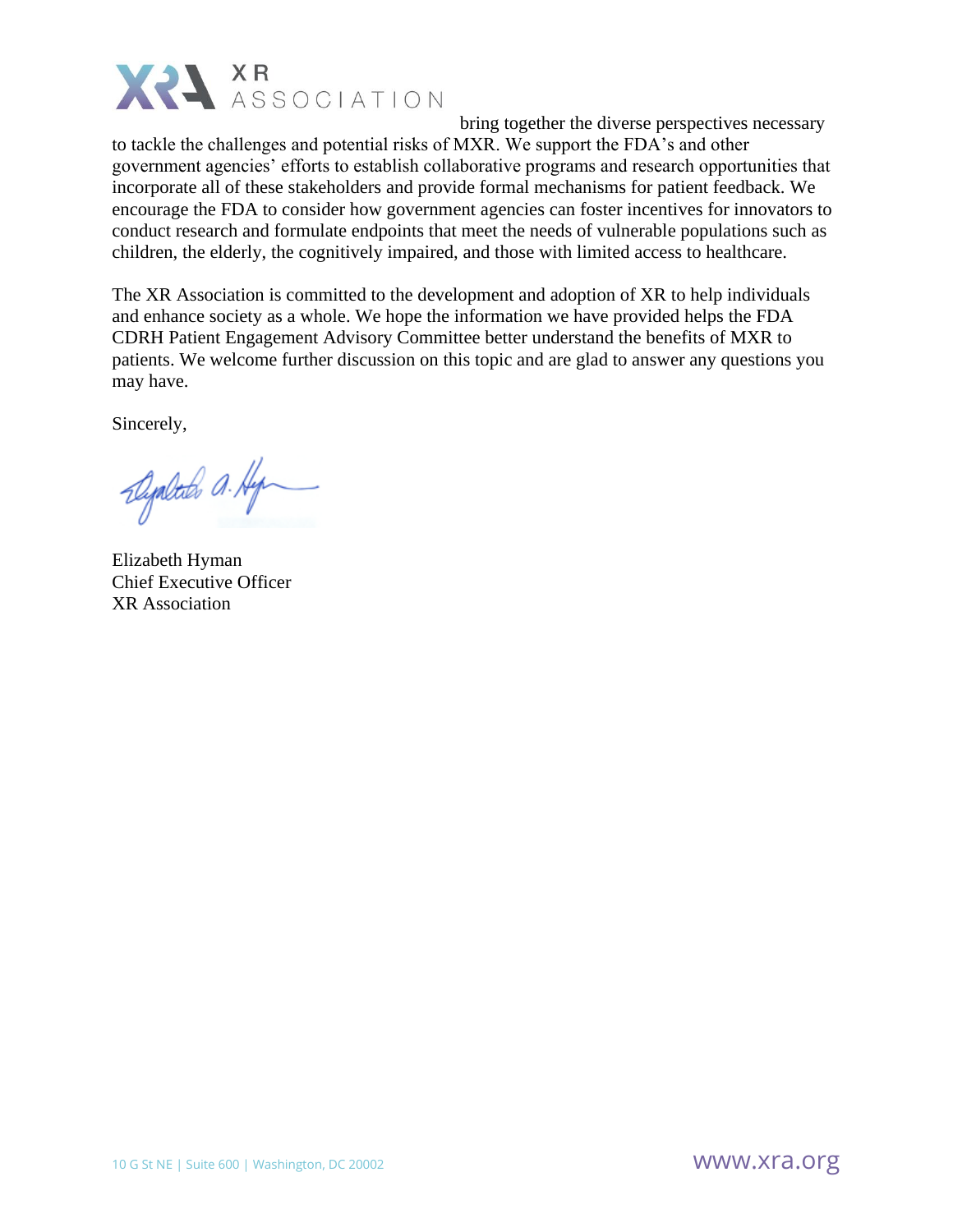bring together the diverse perspectives necessary to tackle the challenges and potential risks of MXR. We support the FDA's and other government agencies' efforts to establish collaborative programs and research opportunities that incorporate all of these stakeholders and provide formal mechanisms for patient feedback. We encourage the FDA to consider how government agencies can foster incentives for innovators to conduct research and formulate endpoints that meet the needs of vulnerable populations such as children, the elderly, the cognitively impaired, and those with limited access to healthcare.

The XR Association is committed to the development and adoption of XR to help individuals and enhance society as a whole. We hope the information we have provided helps the FDA CDRH Patient Engagement Advisory Committee better understand the benefits of MXR to patients. We welcome further discussion on this topic and are glad to answer any questions you may have.

Sincerely,

Elizabeth Hyman
Chief Executive Officer
XR Association